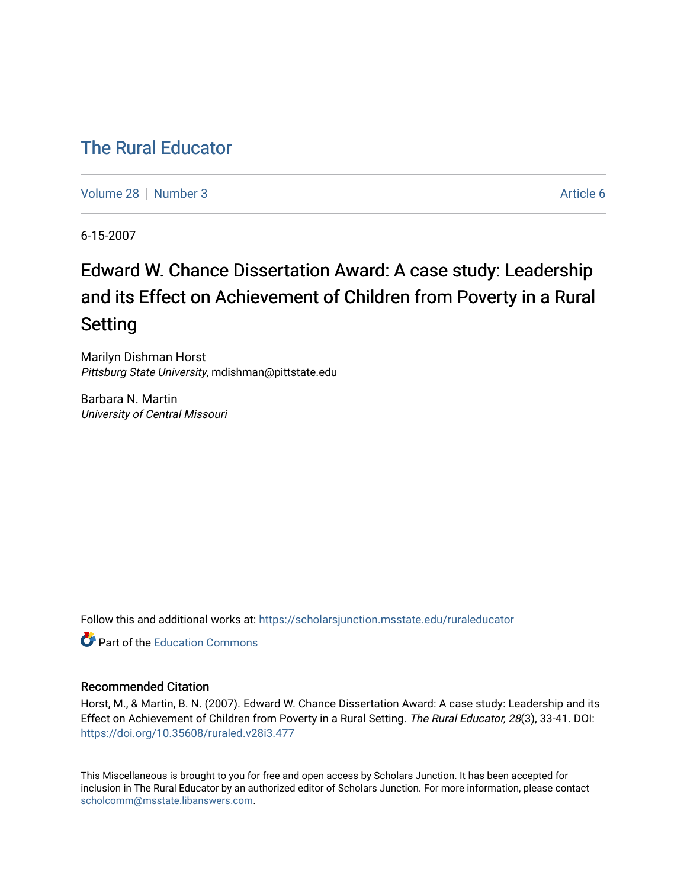# The Rural Educator

Volume 28 | Number 3 | Article 6

6-15-2007

## Edward W. Chance Dissertation Award: A case study: Leadership and its Effect on Achievement of Children from Poverty in a Rural Setting

Marilyn Dishman Horst
*Pittsburg State University*, mdishman@pittstate.edu

Barbara N. Martin
*University of Central Missouri*

Follow this and additional works at: https://scholarsjunction.msstate.edu/ruraleducator

Part of the Education Commons

### Recommended Citation

Horst, M., & Martin, B. N. (2007). Edward W. Chance Dissertation Award: A case study: Leadership and its Effect on Achievement of Children from Poverty in a Rural Setting. *The Rural Educator, 28*(3), 33-41. DOI: https://doi.org/10.35608/ruraled.v28i3.477

This Miscellaneous is brought to you for free and open access by Scholars Junction. It has been accepted for inclusion in The Rural Educator by an authorized editor of Scholars Junction. For more information, please contact scholcomm@msstate.libanswers.com.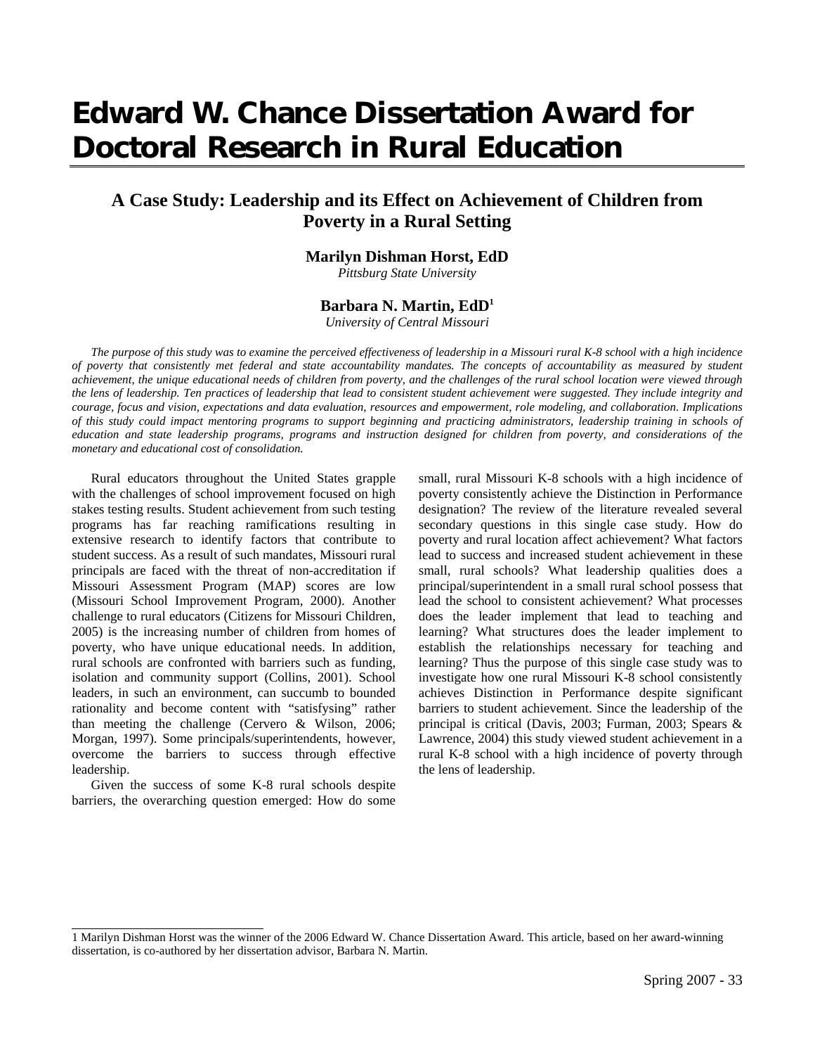# Edward W. Chance Dissertation Award for Doctoral Research in Rural Education

## A Case Study: Leadership and its Effect on Achievement of Children from Poverty in a Rural Setting

**Marilyn Dishman Horst, EdD**
*Pittsburg State University*

**Barbara N. Martin, EdD**[1]
*University of Central Missouri*

*The purpose of this study was to examine the perceived effectiveness of leadership in a Missouri rural K-8 school with a high incidence of poverty that consistently met federal and state accountability mandates. The concepts of accountability as measured by student achievement, the unique educational needs of children from poverty, and the challenges of the rural school location were viewed through the lens of leadership. Ten practices of leadership that lead to consistent student achievement were suggested. They include integrity and courage, focus and vision, expectations and data evaluation, resources and empowerment, role modeling, and collaboration. Implications of this study could impact mentoring programs to support beginning and practicing administrators, leadership training in schools of education and state leadership programs, programs and instruction designed for children from poverty, and considerations of the monetary and educational cost of consolidation.*

Rural educators throughout the United States grapple with the challenges of school improvement focused on high stakes testing results. Student achievement from such testing programs has far reaching ramifications resulting in extensive research to identify factors that contribute to student success. As a result of such mandates, Missouri rural principals are faced with the threat of non-accreditation if Missouri Assessment Program (MAP) scores are low (Missouri School Improvement Program, 2000). Another challenge to rural educators (Citizens for Missouri Children, 2005) is the increasing number of children from homes of poverty, who have unique educational needs. In addition, rural schools are confronted with barriers such as funding, isolation and community support (Collins, 2001). School leaders, in such an environment, can succumb to bounded rationality and become content with "satisfysing" rather than meeting the challenge (Cervero & Wilson, 2006; Morgan, 1997). Some principals/superintendents, however, overcome the barriers to success through effective leadership.

Given the success of some K-8 rural schools despite barriers, the overarching question emerged: How do some small, rural Missouri K-8 schools with a high incidence of poverty consistently achieve the Distinction in Performance designation? The review of the literature revealed several secondary questions in this single case study. How do poverty and rural location affect achievement? What factors lead to success and increased student achievement in these small, rural schools? What leadership qualities does a principal/superintendent in a small rural school possess that lead the school to consistent achievement? What processes does the leader implement that lead to teaching and learning? What structures does the leader implement to establish the relationships necessary for teaching and learning? Thus the purpose of this single case study was to investigate how one rural Missouri K-8 school consistently achieves Distinction in Performance despite significant barriers to student achievement. Since the leadership of the principal is critical (Davis, 2003; Furman, 2003; Spears & Lawrence, 2004) this study viewed student achievement in a rural K-8 school with a high incidence of poverty through the lens of leadership.

---

1 Marilyn Dishman Horst was the winner of the 2006 Edward W. Chance Dissertation Award. This article, based on her award-winning dissertation, is co-authored by her dissertation advisor, Barbara N. Martin.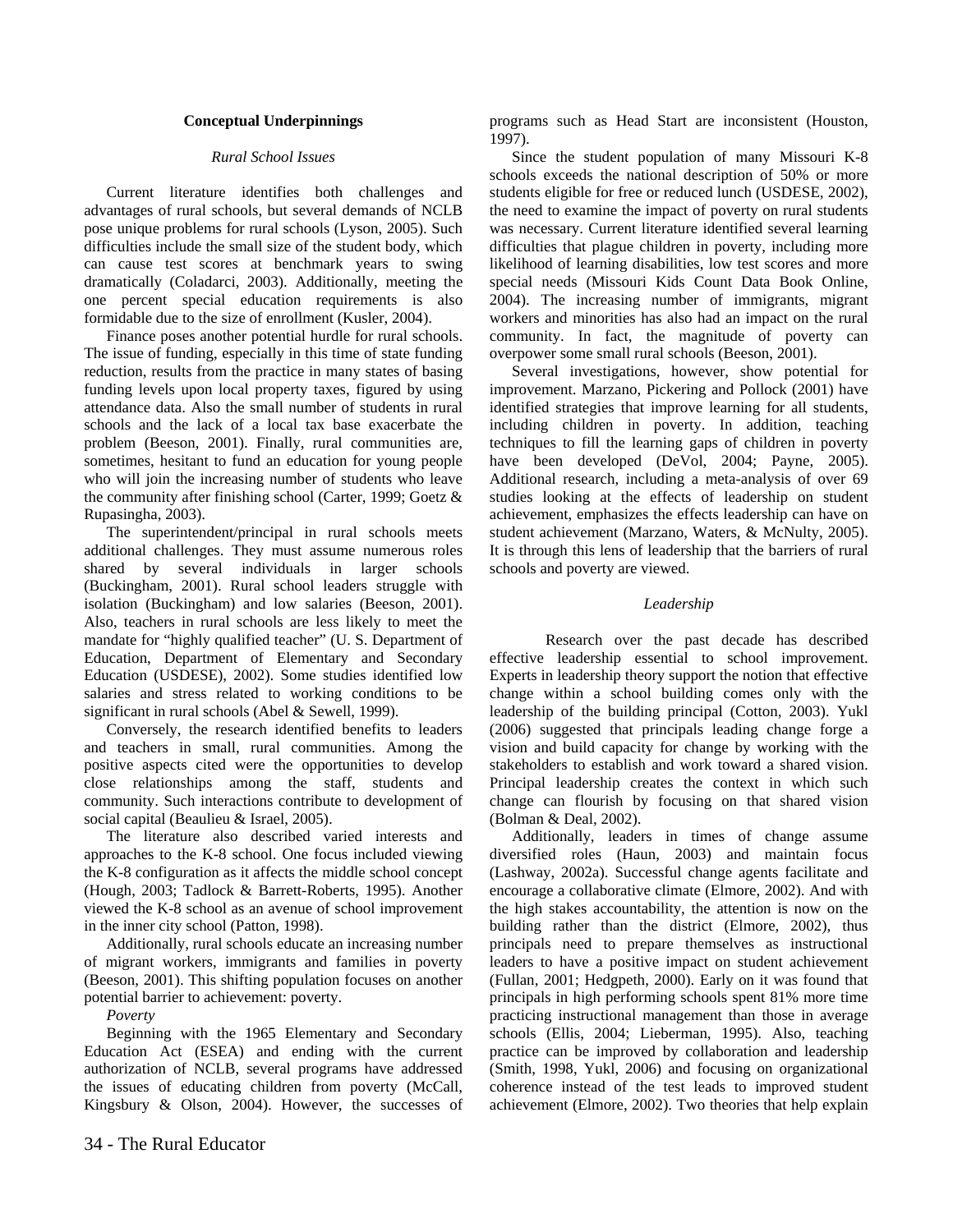## Conceptual Underpinnings

### *Rural School Issues*

Current literature identifies both challenges and advantages of rural schools, but several demands of NCLB pose unique problems for rural schools (Lyson, 2005). Such difficulties include the small size of the student body, which can cause test scores at benchmark years to swing dramatically (Coladarci, 2003). Additionally, meeting the one percent special education requirements is also formidable due to the size of enrollment (Kusler, 2004).

Finance poses another potential hurdle for rural schools. The issue of funding, especially in this time of state funding reduction, results from the practice in many states of basing funding levels upon local property taxes, figured by using attendance data. Also the small number of students in rural schools and the lack of a local tax base exacerbate the problem (Beeson, 2001). Finally, rural communities are, sometimes, hesitant to fund an education for young people who will join the increasing number of students who leave the community after finishing school (Carter, 1999; Goetz & Rupasingha, 2003).

The superintendent/principal in rural schools meets additional challenges. They must assume numerous roles shared by several individuals in larger schools (Buckingham, 2001). Rural school leaders struggle with isolation (Buckingham) and low salaries (Beeson, 2001). Also, teachers in rural schools are less likely to meet the mandate for "highly qualified teacher" (U. S. Department of Education, Department of Elementary and Secondary Education (USDESE), 2002). Some studies identified low salaries and stress related to working conditions to be significant in rural schools (Abel & Sewell, 1999).

Conversely, the research identified benefits to leaders and teachers in small, rural communities. Among the positive aspects cited were the opportunities to develop close relationships among the staff, students and community. Such interactions contribute to development of social capital (Beaulieu & Israel, 2005).

The literature also described varied interests and approaches to the K-8 school. One focus included viewing the K-8 configuration as it affects the middle school concept (Hough, 2003; Tadlock & Barrett-Roberts, 1995). Another viewed the K-8 school as an avenue of school improvement in the inner city school (Patton, 1998).

Additionally, rural schools educate an increasing number of migrant workers, immigrants and families in poverty (Beeson, 2001). This shifting population focuses on another potential barrier to achievement: poverty.

### *Poverty*

Beginning with the 1965 Elementary and Secondary Education Act (ESEA) and ending with the current authorization of NCLB, several programs have addressed the issues of educating children from poverty (McCall, Kingsbury & Olson, 2004). However, the successes of programs such as Head Start are inconsistent (Houston, 1997).

Since the student population of many Missouri K-8 schools exceeds the national description of 50% or more students eligible for free or reduced lunch (USDESE, 2002), the need to examine the impact of poverty on rural students was necessary. Current literature identified several learning difficulties that plague children in poverty, including more likelihood of learning disabilities, low test scores and more special needs (Missouri Kids Count Data Book Online, 2004). The increasing number of immigrants, migrant workers and minorities has also had an impact on the rural community. In fact, the magnitude of poverty can overpower some small rural schools (Beeson, 2001).

Several investigations, however, show potential for improvement. Marzano, Pickering and Pollock (2001) have identified strategies that improve learning for all students, including children in poverty. In addition, teaching techniques to fill the learning gaps of children in poverty have been developed (DeVol, 2004; Payne, 2005). Additional research, including a meta-analysis of over 69 studies looking at the effects of leadership on student achievement, emphasizes the effects leadership can have on student achievement (Marzano, Waters, & McNulty, 2005). It is through this lens of leadership that the barriers of rural schools and poverty are viewed.

### *Leadership*

Research over the past decade has described effective leadership essential to school improvement. Experts in leadership theory support the notion that effective change within a school building comes only with the leadership of the building principal (Cotton, 2003). Yukl (2006) suggested that principals leading change forge a vision and build capacity for change by working with the stakeholders to establish and work toward a shared vision. Principal leadership creates the context in which such change can flourish by focusing on that shared vision (Bolman & Deal, 2002).

Additionally, leaders in times of change assume diversified roles (Haun, 2003) and maintain focus (Lashway, 2002a). Successful change agents facilitate and encourage a collaborative climate (Elmore, 2002). And with the high stakes accountability, the attention is now on the building rather than the district (Elmore, 2002), thus principals need to prepare themselves as instructional leaders to have a positive impact on student achievement (Fullan, 2001; Hedgpeth, 2000). Early on it was found that principals in high performing schools spent 81% more time practicing instructional management than those in average schools (Ellis, 2004; Lieberman, 1995). Also, teaching practice can be improved by collaboration and leadership (Smith, 1998, Yukl, 2006) and focusing on organizational coherence instead of the test leads to improved student achievement (Elmore, 2002). Two theories that help explain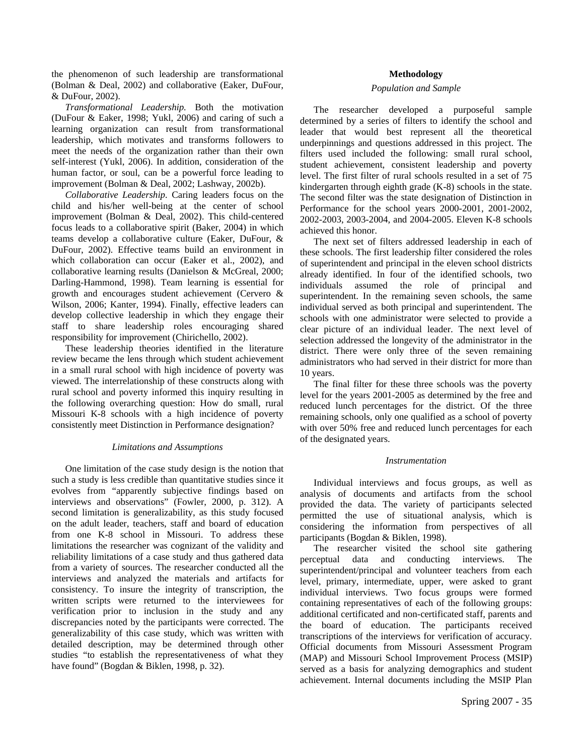the phenomenon of such leadership are transformational (Bolman & Deal, 2002) and collaborative (Eaker, DuFour, & DuFour, 2002).

*Transformational Leadership.* Both the motivation (DuFour & Eaker, 1998; Yukl, 2006) and caring of such a learning organization can result from transformational leadership, which motivates and transforms followers to meet the needs of the organization rather than their own self-interest (Yukl, 2006). In addition, consideration of the human factor, or soul, can be a powerful force leading to improvement (Bolman & Deal, 2002; Lashway, 2002b).

*Collaborative Leadership.* Caring leaders focus on the child and his/her well-being at the center of school improvement (Bolman & Deal, 2002). This child-centered focus leads to a collaborative spirit (Baker, 2004) in which teams develop a collaborative culture (Eaker, DuFour, & DuFour, 2002). Effective teams build an environment in which collaboration can occur (Eaker et al., 2002), and collaborative learning results (Danielson & McGreal, 2000; Darling-Hammond, 1998). Team learning is essential for growth and encourages student achievement (Cervero & Wilson, 2006; Kanter, 1994). Finally, effective leaders can develop collective leadership in which they engage their staff to share leadership roles encouraging shared responsibility for improvement (Chirichello, 2002).

These leadership theories identified in the literature review became the lens through which student achievement in a small rural school with high incidence of poverty was viewed. The interrelationship of these constructs along with rural school and poverty informed this inquiry resulting in the following overarching question: How do small, rural Missouri K-8 schools with a high incidence of poverty consistently meet Distinction in Performance designation?

### *Limitations and Assumptions*

One limitation of the case study design is the notion that such a study is less credible than quantitative studies since it evolves from "apparently subjective findings based on interviews and observations" (Fowler, 2000, p. 312). A second limitation is generalizability, as this study focused on the adult leader, teachers, staff and board of education from one K-8 school in Missouri. To address these limitations the researcher was cognizant of the validity and reliability limitations of a case study and thus gathered data from a variety of sources. The researcher conducted all the interviews and analyzed the materials and artifacts for consistency. To insure the integrity of transcription, the written scripts were returned to the interviewees for verification prior to inclusion in the study and any discrepancies noted by the participants were corrected. The generalizability of this case study, which was written with detailed description, may be determined through other studies "to establish the representativeness of what they have found" (Bogdan & Biklen, 1998, p. 32).

## Methodology

### *Population and Sample*

The researcher developed a purposeful sample determined by a series of filters to identify the school and leader that would best represent all the theoretical underpinnings and questions addressed in this project. The filters used included the following: small rural school, student achievement, consistent leadership and poverty level. The first filter of rural schools resulted in a set of 75 kindergarten through eighth grade (K-8) schools in the state. The second filter was the state designation of Distinction in Performance for the school years 2000-2001, 2001-2002, 2002-2003, 2003-2004, and 2004-2005. Eleven K-8 schools achieved this honor.

The next set of filters addressed leadership in each of these schools. The first leadership filter considered the roles of superintendent and principal in the eleven school districts already identified. In four of the identified schools, two individuals assumed the role of principal and superintendent. In the remaining seven schools, the same individual served as both principal and superintendent. The schools with one administrator were selected to provide a clear picture of an individual leader. The next level of selection addressed the longevity of the administrator in the district. There were only three of the seven remaining administrators who had served in their district for more than 10 years.

The final filter for these three schools was the poverty level for the years 2001-2005 as determined by the free and reduced lunch percentages for the district. Of the three remaining schools, only one qualified as a school of poverty with over 50% free and reduced lunch percentages for each of the designated years.

### *Instrumentation*

Individual interviews and focus groups, as well as analysis of documents and artifacts from the school provided the data. The variety of participants selected permitted the use of situational analysis, which is considering the information from perspectives of all participants (Bogdan & Biklen, 1998).

The researcher visited the school site gathering perceptual data and conducting interviews. The superintendent/principal and volunteer teachers from each level, primary, intermediate, upper, were asked to grant individual interviews. Two focus groups were formed containing representatives of each of the following groups: additional certificated and non-certificated staff, parents and the board of education. The participants received transcriptions of the interviews for verification of accuracy. Official documents from Missouri Assessment Program (MAP) and Missouri School Improvement Process (MSIP) served as a basis for analyzing demographics and student achievement. Internal documents including the MSIP Plan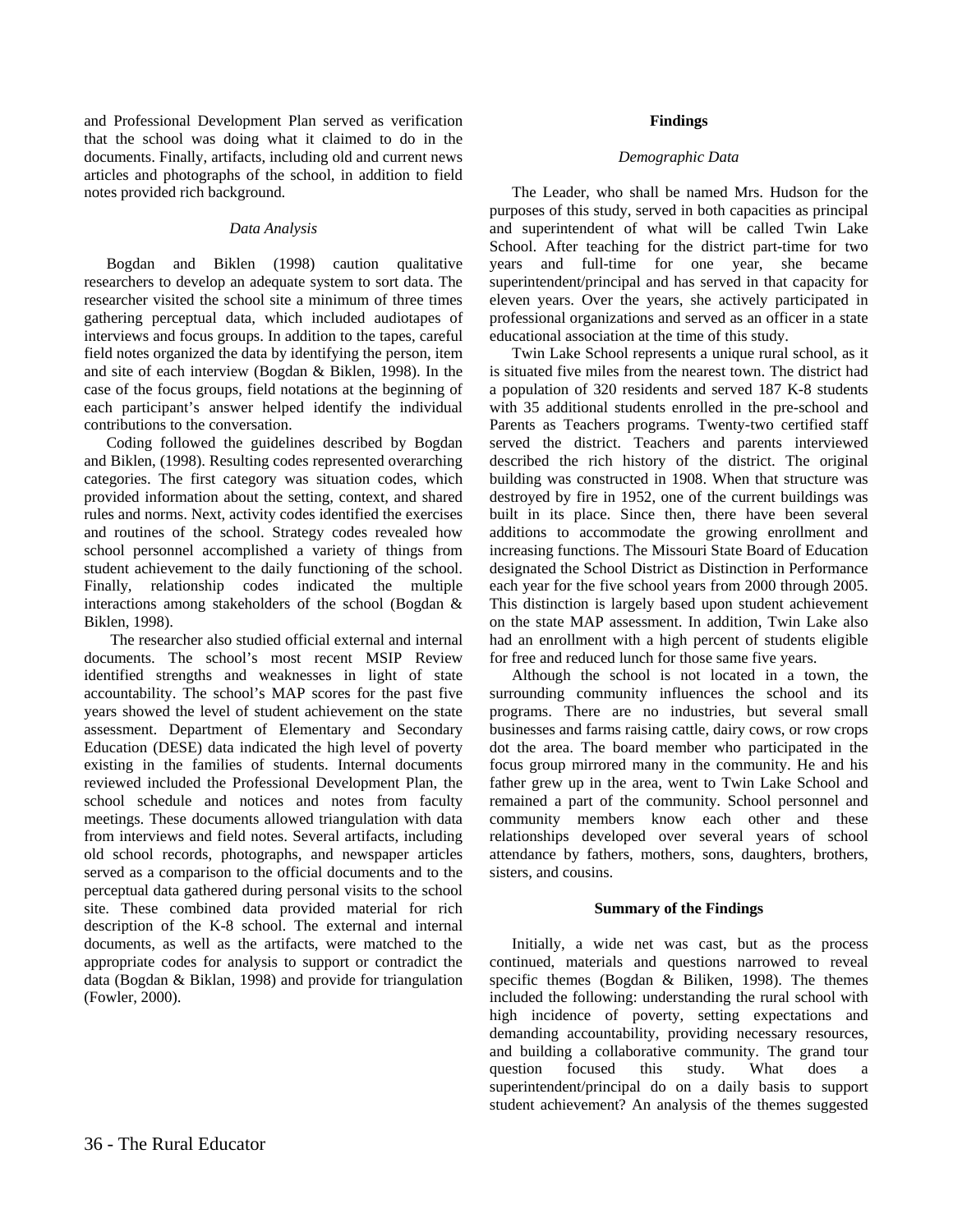and Professional Development Plan served as verification that the school was doing what it claimed to do in the documents. Finally, artifacts, including old and current news articles and photographs of the school, in addition to field notes provided rich background.

### *Data Analysis*

Bogdan and Biklen (1998) caution qualitative researchers to develop an adequate system to sort data. The researcher visited the school site a minimum of three times gathering perceptual data, which included audiotapes of interviews and focus groups. In addition to the tapes, careful field notes organized the data by identifying the person, item and site of each interview (Bogdan & Biklen, 1998). In the case of the focus groups, field notations at the beginning of each participant's answer helped identify the individual contributions to the conversation.

Coding followed the guidelines described by Bogdan and Biklen, (1998). Resulting codes represented overarching categories. The first category was situation codes, which provided information about the setting, context, and shared rules and norms. Next, activity codes identified the exercises and routines of the school. Strategy codes revealed how school personnel accomplished a variety of things from student achievement to the daily functioning of the school. Finally, relationship codes indicated the multiple interactions among stakeholders of the school (Bogdan & Biklen, 1998).

The researcher also studied official external and internal documents. The school's most recent MSIP Review identified strengths and weaknesses in light of state accountability. The school's MAP scores for the past five years showed the level of student achievement on the state assessment. Department of Elementary and Secondary Education (DESE) data indicated the high level of poverty existing in the families of students. Internal documents reviewed included the Professional Development Plan, the school schedule and notices and notes from faculty meetings. These documents allowed triangulation with data from interviews and field notes. Several artifacts, including old school records, photographs, and newspaper articles served as a comparison to the official documents and to the perceptual data gathered during personal visits to the school site. These combined data provided material for rich description of the K-8 school. The external and internal documents, as well as the artifacts, were matched to the appropriate codes for analysis to support or contradict the data (Bogdan & Biklan, 1998) and provide for triangulation (Fowler, 2000).

## Findings

### *Demographic Data*

The Leader, who shall be named Mrs. Hudson for the purposes of this study, served in both capacities as principal and superintendent of what will be called Twin Lake School. After teaching for the district part-time for two years and full-time for one year, she became superintendent/principal and has served in that capacity for eleven years. Over the years, she actively participated in professional organizations and served as an officer in a state educational association at the time of this study.

Twin Lake School represents a unique rural school, as it is situated five miles from the nearest town. The district had a population of 320 residents and served 187 K-8 students with 35 additional students enrolled in the pre-school and Parents as Teachers programs. Twenty-two certified staff served the district. Teachers and parents interviewed described the rich history of the district. The original building was constructed in 1908. When that structure was destroyed by fire in 1952, one of the current buildings was built in its place. Since then, there have been several additions to accommodate the growing enrollment and increasing functions. The Missouri State Board of Education designated the School District as Distinction in Performance each year for the five school years from 2000 through 2005. This distinction is largely based upon student achievement on the state MAP assessment. In addition, Twin Lake also had an enrollment with a high percent of students eligible for free and reduced lunch for those same five years.

Although the school is not located in a town, the surrounding community influences the school and its programs. There are no industries, but several small businesses and farms raising cattle, dairy cows, or row crops dot the area. The board member who participated in the focus group mirrored many in the community. He and his father grew up in the area, went to Twin Lake School and remained a part of the community. School personnel and community members know each other and these relationships developed over several years of school attendance by fathers, mothers, sons, daughters, brothers, sisters, and cousins.

## Summary of the Findings

Initially, a wide net was cast, but as the process continued, materials and questions narrowed to reveal specific themes (Bogdan & Biliken, 1998). The themes included the following: understanding the rural school with high incidence of poverty, setting expectations and demanding accountability, providing necessary resources, and building a collaborative community. The grand tour question focused this study. What does a superintendent/principal do on a daily basis to support student achievement? An analysis of the themes suggested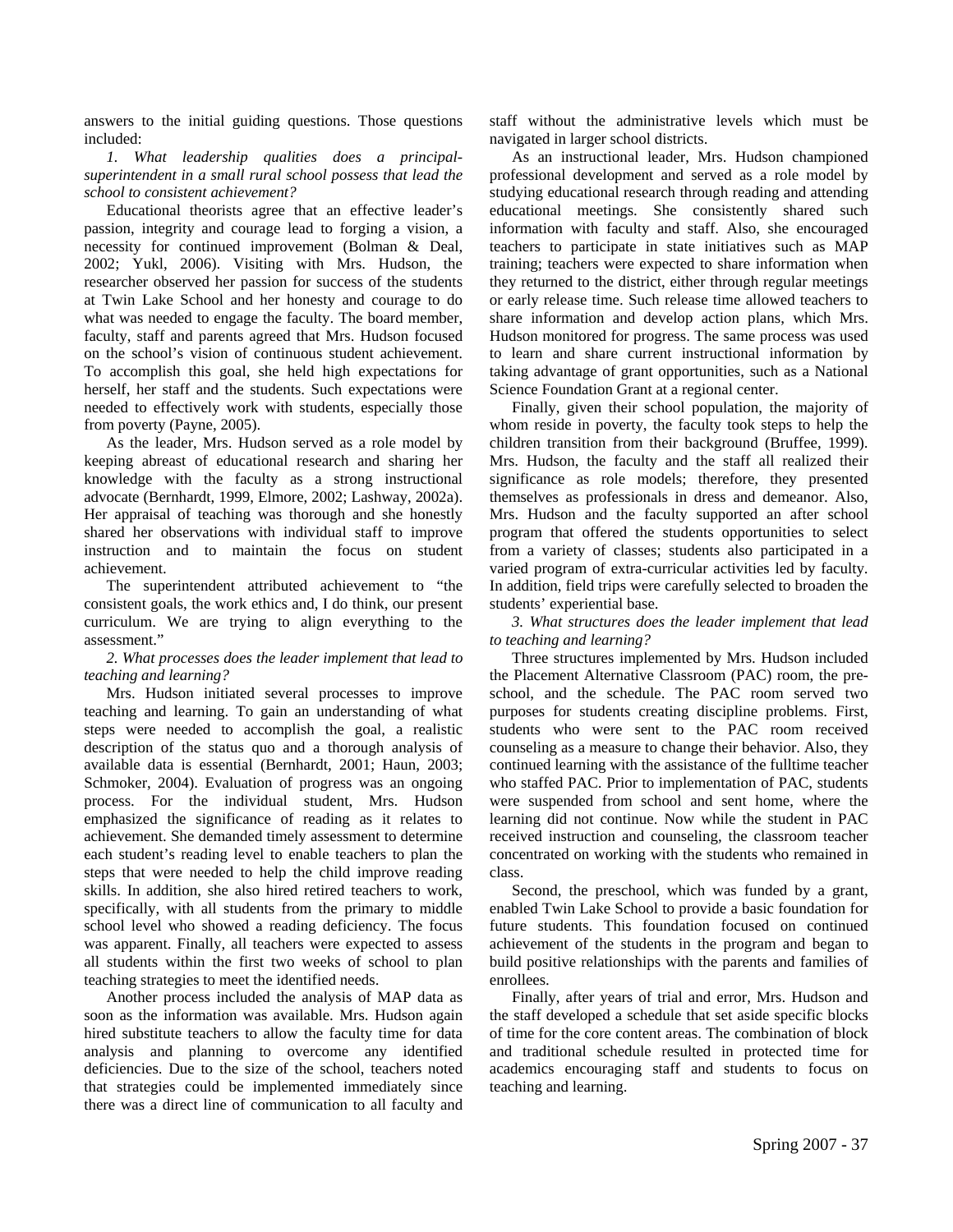answers to the initial guiding questions. Those questions included:

*1. What leadership qualities does a principal-superintendent in a small rural school possess that lead the school to consistent achievement?*

Educational theorists agree that an effective leader's passion, integrity and courage lead to forging a vision, a necessity for continued improvement (Bolman & Deal, 2002; Yukl, 2006). Visiting with Mrs. Hudson, the researcher observed her passion for success of the students at Twin Lake School and her honesty and courage to do what was needed to engage the faculty. The board member, faculty, staff and parents agreed that Mrs. Hudson focused on the school's vision of continuous student achievement. To accomplish this goal, she held high expectations for herself, her staff and the students. Such expectations were needed to effectively work with students, especially those from poverty (Payne, 2005).

As the leader, Mrs. Hudson served as a role model by keeping abreast of educational research and sharing her knowledge with the faculty as a strong instructional advocate (Bernhardt, 1999, Elmore, 2002; Lashway, 2002a). Her appraisal of teaching was thorough and she honestly shared her observations with individual staff to improve instruction and to maintain the focus on student achievement.

The superintendent attributed achievement to "the consistent goals, the work ethics and, I do think, our present curriculum. We are trying to align everything to the assessment."

*2. What processes does the leader implement that lead to teaching and learning?*

Mrs. Hudson initiated several processes to improve teaching and learning. To gain an understanding of what steps were needed to accomplish the goal, a realistic description of the status quo and a thorough analysis of available data is essential (Bernhardt, 2001; Haun, 2003; Schmoker, 2004). Evaluation of progress was an ongoing process. For the individual student, Mrs. Hudson emphasized the significance of reading as it relates to achievement. She demanded timely assessment to determine each student's reading level to enable teachers to plan the steps that were needed to help the child improve reading skills. In addition, she also hired retired teachers to work, specifically, with all students from the primary to middle school level who showed a reading deficiency. The focus was apparent. Finally, all teachers were expected to assess all students within the first two weeks of school to plan teaching strategies to meet the identified needs.

Another process included the analysis of MAP data as soon as the information was available. Mrs. Hudson again hired substitute teachers to allow the faculty time for data analysis and planning to overcome any identified deficiencies. Due to the size of the school, teachers noted that strategies could be implemented immediately since there was a direct line of communication to all faculty and staff without the administrative levels which must be navigated in larger school districts.

As an instructional leader, Mrs. Hudson championed professional development and served as a role model by studying educational research through reading and attending educational meetings. She consistently shared such information with faculty and staff. Also, she encouraged teachers to participate in state initiatives such as MAP training; teachers were expected to share information when they returned to the district, either through regular meetings or early release time. Such release time allowed teachers to share information and develop action plans, which Mrs. Hudson monitored for progress. The same process was used to learn and share current instructional information by taking advantage of grant opportunities, such as a National Science Foundation Grant at a regional center.

Finally, given their school population, the majority of whom reside in poverty, the faculty took steps to help the children transition from their background (Bruffee, 1999). Mrs. Hudson, the faculty and the staff all realized their significance as role models; therefore, they presented themselves as professionals in dress and demeanor. Also, Mrs. Hudson and the faculty supported an after school program that offered the students opportunities to select from a variety of classes; students also participated in a varied program of extra-curricular activities led by faculty. In addition, field trips were carefully selected to broaden the students' experiential base.

*3. What structures does the leader implement that lead to teaching and learning?*

Three structures implemented by Mrs. Hudson included the Placement Alternative Classroom (PAC) room, the pre-school, and the schedule. The PAC room served two purposes for students creating discipline problems. First, students who were sent to the PAC room received counseling as a measure to change their behavior. Also, they continued learning with the assistance of the fulltime teacher who staffed PAC. Prior to implementation of PAC, students were suspended from school and sent home, where the learning did not continue. Now while the student in PAC received instruction and counseling, the classroom teacher concentrated on working with the students who remained in class.

Second, the preschool, which was funded by a grant, enabled Twin Lake School to provide a basic foundation for future students. This foundation focused on continued achievement of the students in the program and began to build positive relationships with the parents and families of enrollees.

Finally, after years of trial and error, Mrs. Hudson and the staff developed a schedule that set aside specific blocks of time for the core content areas. The combination of block and traditional schedule resulted in protected time for academics encouraging staff and students to focus on teaching and learning.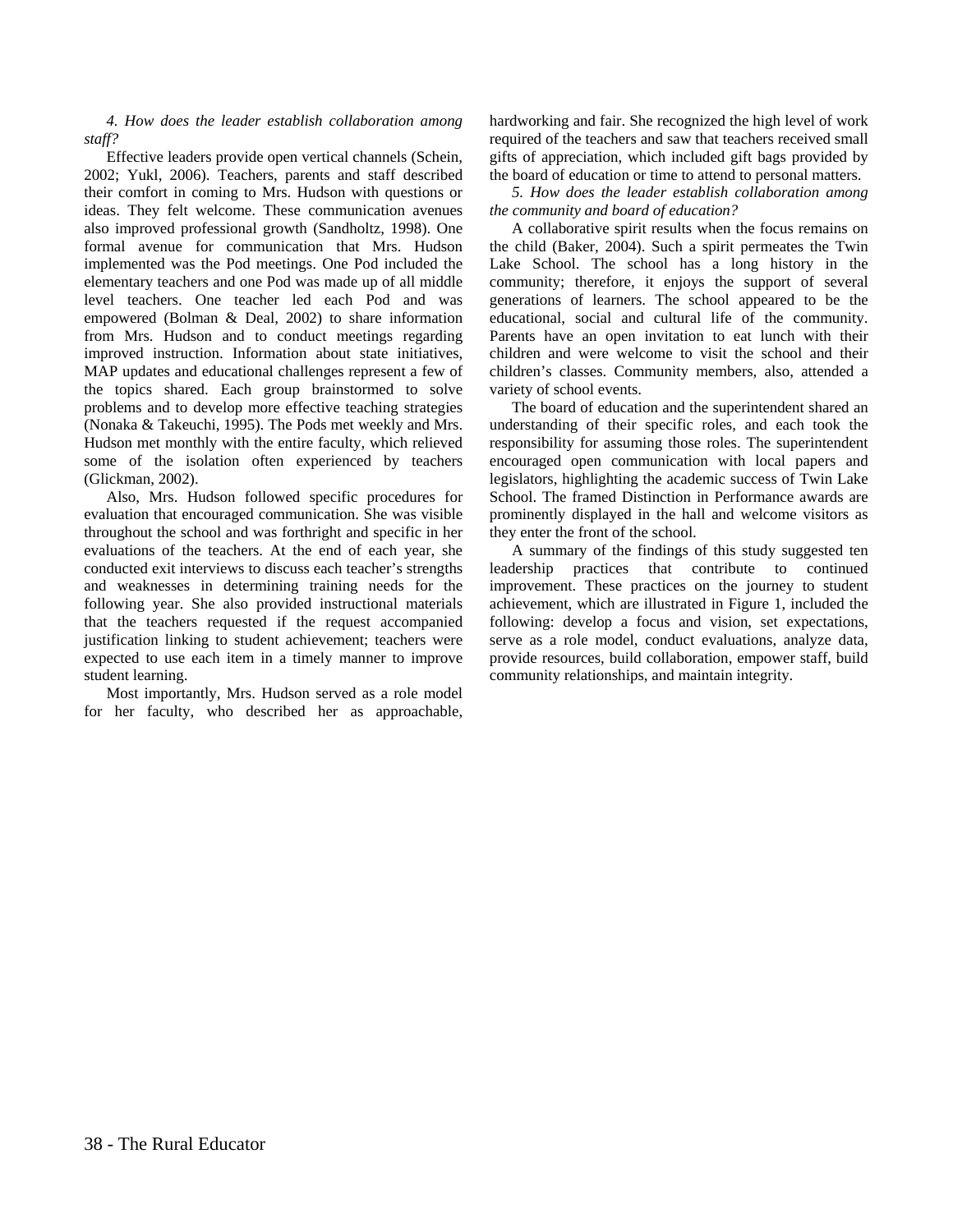*4. How does the leader establish collaboration among staff?*

Effective leaders provide open vertical channels (Schein, 2002; Yukl, 2006). Teachers, parents and staff described their comfort in coming to Mrs. Hudson with questions or ideas. They felt welcome. These communication avenues also improved professional growth (Sandholtz, 1998). One formal avenue for communication that Mrs. Hudson implemented was the Pod meetings. One Pod included the elementary teachers and one Pod was made up of all middle level teachers. One teacher led each Pod and was empowered (Bolman & Deal, 2002) to share information from Mrs. Hudson and to conduct meetings regarding improved instruction. Information about state initiatives, MAP updates and educational challenges represent a few of the topics shared. Each group brainstormed to solve problems and to develop more effective teaching strategies (Nonaka & Takeuchi, 1995). The Pods met weekly and Mrs. Hudson met monthly with the entire faculty, which relieved some of the isolation often experienced by teachers (Glickman, 2002).

Also, Mrs. Hudson followed specific procedures for evaluation that encouraged communication. She was visible throughout the school and was forthright and specific in her evaluations of the teachers. At the end of each year, she conducted exit interviews to discuss each teacher's strengths and weaknesses in determining training needs for the following year. She also provided instructional materials that the teachers requested if the request accompanied justification linking to student achievement; teachers were expected to use each item in a timely manner to improve student learning.

Most importantly, Mrs. Hudson served as a role model for her faculty, who described her as approachable, hardworking and fair. She recognized the high level of work required of the teachers and saw that teachers received small gifts of appreciation, which included gift bags provided by the board of education or time to attend to personal matters.

*5. How does the leader establish collaboration among the community and board of education?*

A collaborative spirit results when the focus remains on the child (Baker, 2004). Such a spirit permeates the Twin Lake School. The school has a long history in the community; therefore, it enjoys the support of several generations of learners. The school appeared to be the educational, social and cultural life of the community. Parents have an open invitation to eat lunch with their children and were welcome to visit the school and their children's classes. Community members, also, attended a variety of school events.

The board of education and the superintendent shared an understanding of their specific roles, and each took the responsibility for assuming those roles. The superintendent encouraged open communication with local papers and legislators, highlighting the academic success of Twin Lake School. The framed Distinction in Performance awards are prominently displayed in the hall and welcome visitors as they enter the front of the school.

A summary of the findings of this study suggested ten leadership practices that contribute to continued improvement. These practices on the journey to student achievement, which are illustrated in Figure 1, included the following: develop a focus and vision, set expectations, serve as a role model, conduct evaluations, analyze data, provide resources, build collaboration, empower staff, build community relationships, and maintain integrity.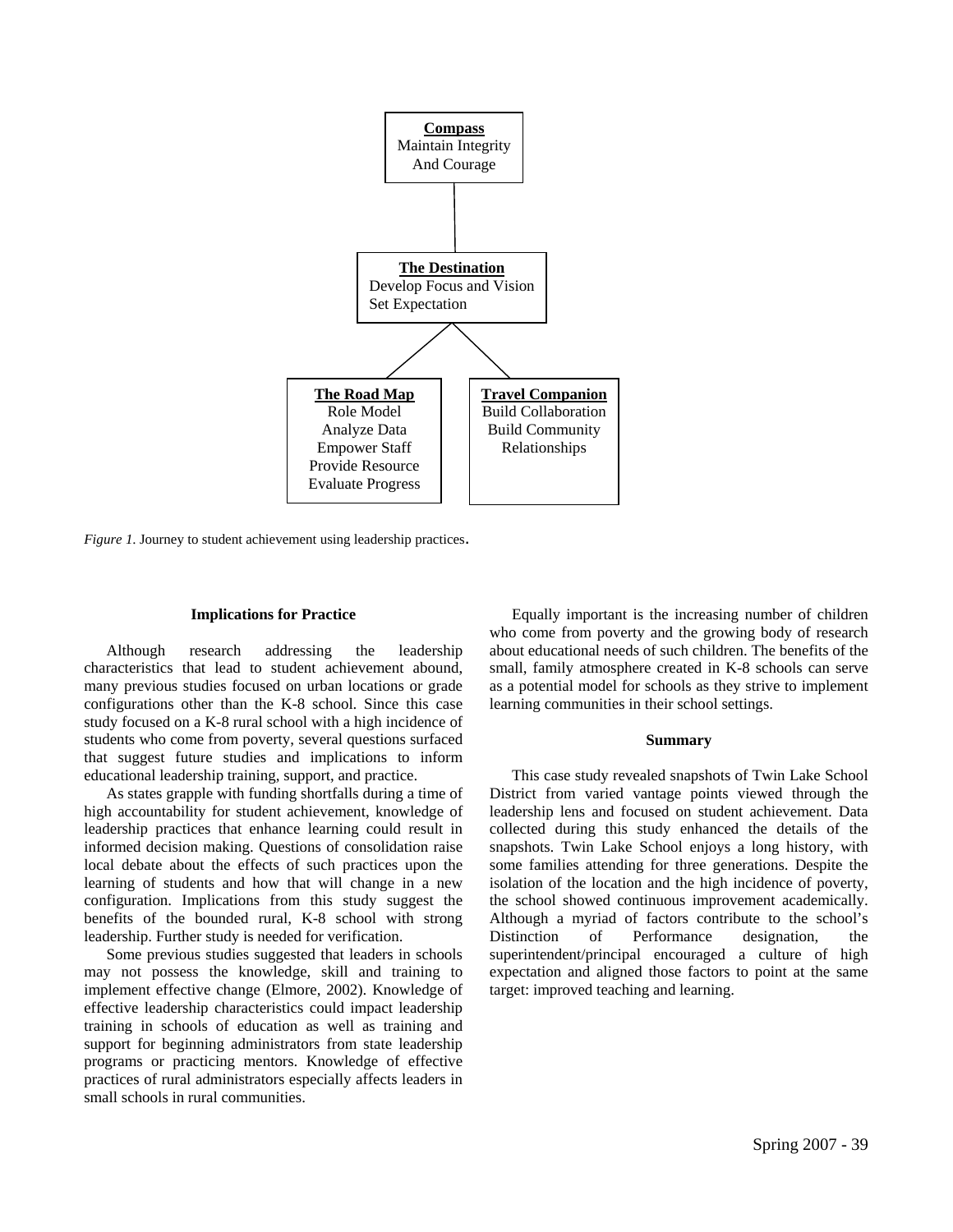**Compass**
Maintain Integrity
And Courage

**The Destination**
Develop Focus and Vision
Set Expectation

**The Road Map**
Role Model
Analyze Data
Empower Staff
Provide Resource
Evaluate Progress

**Travel Companion**
Build Collaboration
Build Community
Relationships

*Figure 1.* Journey to student achievement using leadership practices.

### Implications for Practice

Although research addressing the leadership characteristics that lead to student achievement abound, many previous studies focused on urban locations or grade configurations other than the K-8 school. Since this case study focused on a K-8 rural school with a high incidence of students who come from poverty, several questions surfaced that suggest future studies and implications to inform educational leadership training, support, and practice.

As states grapple with funding shortfalls during a time of high accountability for student achievement, knowledge of leadership practices that enhance learning could result in informed decision making. Questions of consolidation raise local debate about the effects of such practices upon the learning of students and how that will change in a new configuration. Implications from this study suggest the benefits of the bounded rural, K-8 school with strong leadership. Further study is needed for verification.

Some previous studies suggested that leaders in schools may not possess the knowledge, skill and training to implement effective change (Elmore, 2002). Knowledge of effective leadership characteristics could impact leadership training in schools of education as well as training and support for beginning administrators from state leadership programs or practicing mentors. Knowledge of effective practices of rural administrators especially affects leaders in small schools in rural communities.

Equally important is the increasing number of children who come from poverty and the growing body of research about educational needs of such children. The benefits of the small, family atmosphere created in K-8 schools can serve as a potential model for schools as they strive to implement learning communities in their school settings.

### Summary

This case study revealed snapshots of Twin Lake School District from varied vantage points viewed through the leadership lens and focused on student achievement. Data collected during this study enhanced the details of the snapshots. Twin Lake School enjoys a long history, with some families attending for three generations. Despite the isolation of the location and the high incidence of poverty, the school showed continuous improvement academically. Although a myriad of factors contribute to the school's Distinction of Performance designation, the superintendent/principal encouraged a culture of high expectation and aligned those factors to point at the same target: improved teaching and learning.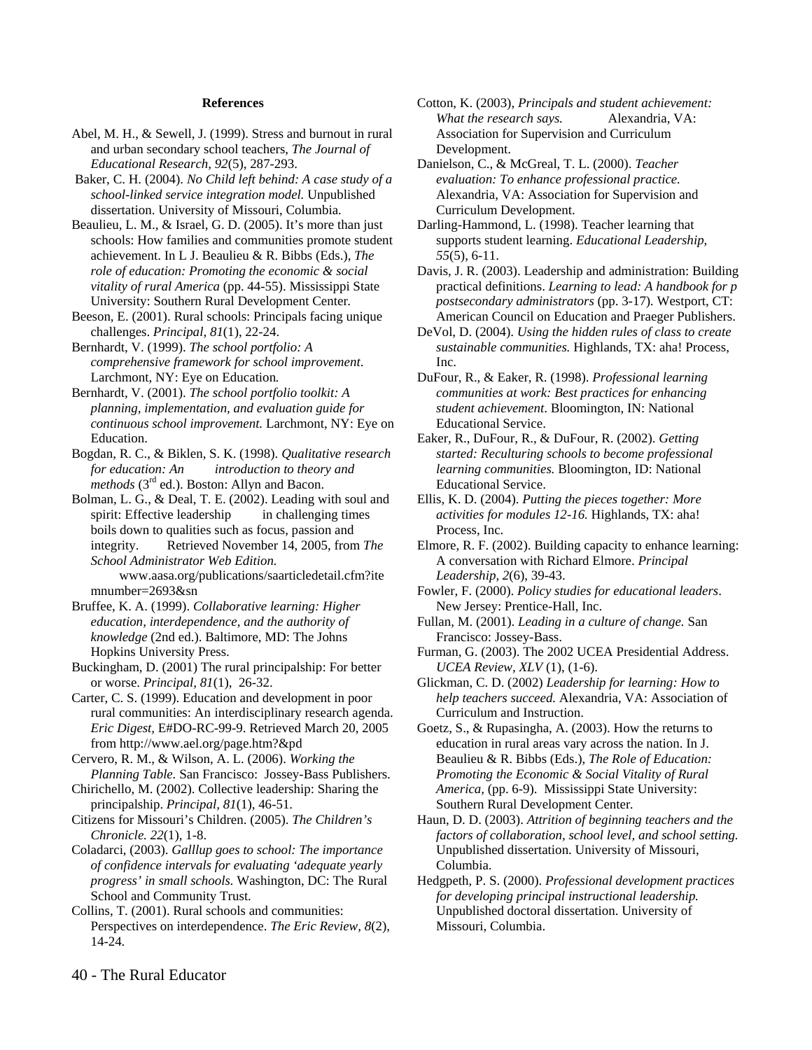**References**

Abel, M. H., & Sewell, J. (1999). Stress and burnout in rural and urban secondary school teachers, *The Journal of Educational Research, 92*(5), 287-293.

Baker, C. H. (2004). *No Child left behind: A case study of a school-linked service integration model.* Unpublished dissertation. University of Missouri, Columbia.

Beaulieu, L. M., & Israel, G. D. (2005). It's more than just schools: How families and communities promote student achievement. In L J. Beaulieu & R. Bibbs (Eds.), *The role of education: Promoting the economic & social vitality of rural America* (pp. 44-55). Mississippi State University: Southern Rural Development Center.

Beeson, E. (2001). Rural schools: Principals facing unique challenges. *Principal, 81*(1), 22-24.

Bernhardt, V. (1999). *The school portfolio: A comprehensive framework for school improvement*. Larchmont, NY: Eye on Education.

Bernhardt, V. (2001). *The school portfolio toolkit: A planning, implementation, and evaluation guide for continuous school improvement.* Larchmont, NY: Eye on Education.

Bogdan, R. C., & Biklen, S. K. (1998). *Qualitative research for education: An introduction to theory and methods* (3rd ed.). Boston: Allyn and Bacon.

Bolman, L. G., & Deal, T. E. (2002). Leading with soul and spirit: Effective leadership in challenging times boils down to qualities such as focus, passion and integrity. Retrieved November 14, 2005, from *The School Administrator Web Edition.* www.aasa.org/publications/saarticledetail.cfm?itemnumber=2693&sn

Bruffee, K. A. (1999). *Collaborative learning: Higher education, interdependence, and the authority of knowledge* (2nd ed.). Baltimore, MD: The Johns Hopkins University Press.

Buckingham, D. (2001) The rural principalship: For better or worse. *Principal, 81*(1), 26-32.

Carter, C. S. (1999). Education and development in poor rural communities: An interdisciplinary research agenda. *Eric Digest,* E#DO-RC-99-9. Retrieved March 20, 2005 from http://www.ael.org/page.htm?&pd

Cervero, R. M., & Wilson, A. L. (2006). *Working the Planning Table.* San Francisco: Jossey-Bass Publishers.

Chirichello, M. (2002). Collective leadership: Sharing the principalship. *Principal, 81*(1), 46-51.

Citizens for Missouri's Children. (2005). *The Children's Chronicle. 22*(1), 1-8.

Coladarci, (2003). *Galllup goes to school: The importance of confidence intervals for evaluating 'adequate yearly progress' in small schools.* Washington, DC: The Rural School and Community Trust.

Collins, T. (2001). Rural schools and communities: Perspectives on interdependence. *The Eric Review, 8*(2), 14-24.

Cotton, K. (2003), *Principals and student achievement: What the research says.* Alexandria, VA: Association for Supervision and Curriculum Development.

Danielson, C., & McGreal, T. L. (2000). *Teacher evaluation: To enhance professional practice.* Alexandria, VA: Association for Supervision and Curriculum Development.

Darling-Hammond, L. (1998). Teacher learning that supports student learning. *Educational Leadership, 55*(5), 6-11.

Davis, J. R. (2003). Leadership and administration: Building practical definitions. *Learning to lead: A handbook for p postsecondary administrators* (pp. 3-17). Westport, CT: American Council on Education and Praeger Publishers.

DeVol, D. (2004). *Using the hidden rules of class to create sustainable communities.* Highlands, TX: aha! Process, Inc.

DuFour, R., & Eaker, R. (1998). *Professional learning communities at work: Best practices for enhancing student achievement*. Bloomington, IN: National Educational Service.

Eaker, R., DuFour, R., & DuFour, R. (2002). *Getting started: Reculturing schools to become professional learning communities.* Bloomington, ID: National Educational Service.

Ellis, K. D. (2004). *Putting the pieces together: More activities for modules 12-16.* Highlands, TX: aha! Process, Inc.

Elmore, R. F. (2002). Building capacity to enhance learning: A conversation with Richard Elmore. *Principal Leadership, 2*(6), 39-43.

Fowler, F. (2000). *Policy studies for educational leaders*. New Jersey: Prentice-Hall, Inc.

Fullan, M. (2001). *Leading in a culture of change.* San Francisco: Jossey-Bass.

Furman, G. (2003). The 2002 UCEA Presidential Address. *UCEA Review, XLV* (1), (1-6).

Glickman, C. D. (2002) *Leadership for learning: How to help teachers succeed.* Alexandria, VA: Association of Curriculum and Instruction.

Goetz, S., & Rupasingha, A. (2003). How the returns to education in rural areas vary across the nation. In J. Beaulieu & R. Bibbs (Eds.), *The Role of Education: Promoting the Economic & Social Vitality of Rural America,* (pp. 6-9). Mississippi State University: Southern Rural Development Center.

Haun, D. D. (2003). *Attrition of beginning teachers and the factors of collaboration, school level, and school setting.* Unpublished dissertation. University of Missouri, Columbia.

Hedgpeth, P. S. (2000). *Professional development practices for developing principal instructional leadership.* Unpublished doctoral dissertation. University of Missouri, Columbia.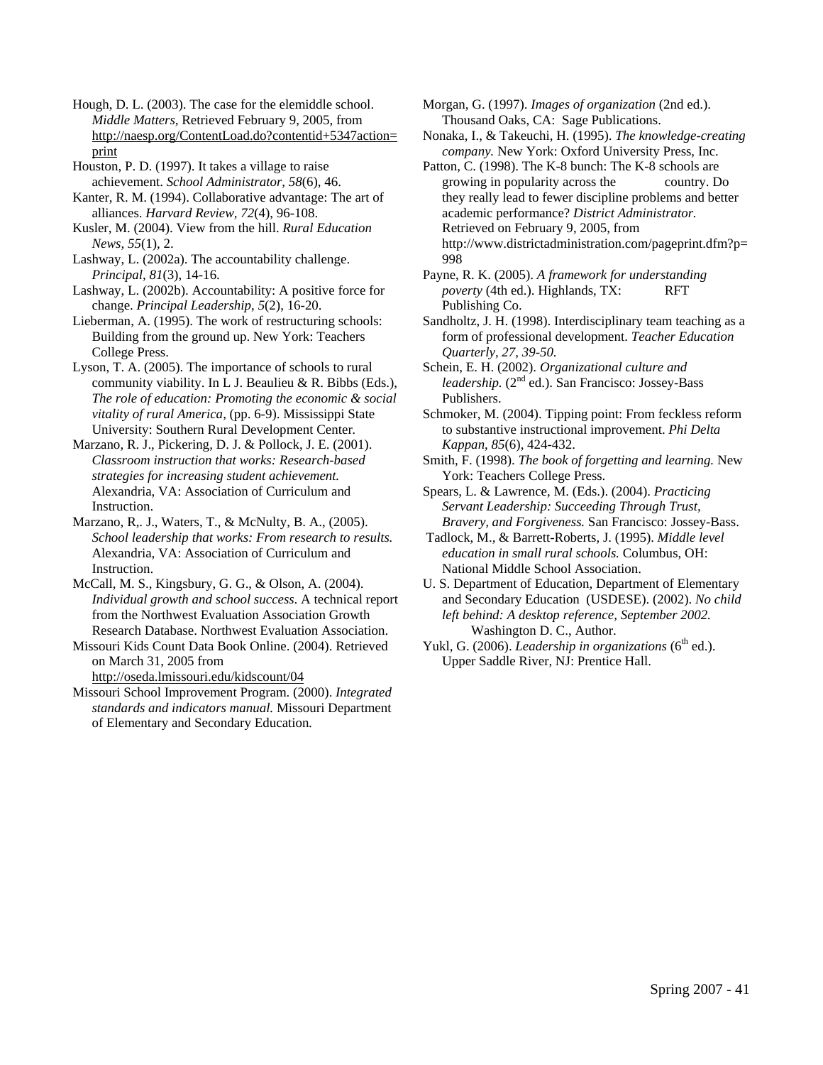Hough, D. L. (2003). The case for the elemiddle school. *Middle Matters*, Retrieved February 9, 2005, from http://naesp.org/ContentLoad.do?contentid+5347action=print

Houston, P. D. (1997). It takes a village to raise achievement. *School Administrator, 58*(6), 46.

Kanter, R. M. (1994). Collaborative advantage: The art of alliances. *Harvard Review, 72*(4), 96-108.

Kusler, M. (2004). View from the hill. *Rural Education News, 55*(1), 2.

Lashway, L. (2002a). The accountability challenge. *Principal, 81*(3), 14-16.

Lashway, L. (2002b). Accountability: A positive force for change. *Principal Leadership*, *5*(2), 16-20.

Lieberman, A. (1995). The work of restructuring schools: Building from the ground up. New York: Teachers College Press.

Lyson, T. A. (2005). The importance of schools to rural community viability. In L J. Beaulieu & R. Bibbs (Eds.), *The role of education: Promoting the economic & social vitality of rural America,* (pp. 6-9). Mississippi State University: Southern Rural Development Center.

Marzano, R. J., Pickering, D. J. & Pollock, J. E. (2001). *Classroom instruction that works: Research-based strategies for increasing student achievement.* Alexandria, VA: Association of Curriculum and Instruction.

Marzano, R,. J., Waters, T., & McNulty, B. A., (2005). *School leadership that works: From research to results.* Alexandria, VA: Association of Curriculum and Instruction.

McCall, M. S., Kingsbury, G. G., & Olson, A. (2004). *Individual growth and school success*. A technical report from the Northwest Evaluation Association Growth Research Database. Northwest Evaluation Association.

Missouri Kids Count Data Book Online. (2004). Retrieved on March 31, 2005 from http://oseda.lmissouri.edu/kidscount/04

Missouri School Improvement Program. (2000). *Integrated standards and indicators manual.* Missouri Department of Elementary and Secondary Education.

Morgan, G. (1997). *Images of organization* (2nd ed.). Thousand Oaks, CA: Sage Publications.

Nonaka, I., & Takeuchi, H. (1995). *The knowledge-creating company.* New York: Oxford University Press, Inc.

Patton, C. (1998). The K-8 bunch: The K-8 schools are growing in popularity across the country. Do they really lead to fewer discipline problems and better academic performance? *District Administrator.* Retrieved on February 9, 2005, from http://www.districtadministration.com/pageprint.dfm?p=998

Payne, R. K. (2005). *A framework for understanding poverty* (4th ed.). Highlands, TX: RFT Publishing Co.

Sandholtz, J. H. (1998). Interdisciplinary team teaching as a form of professional development. *Teacher Education Quarterly, 27, 39-50.*

Schein, E. H. (2002). *Organizational culture and leadership.* (2nd ed.). San Francisco: Jossey-Bass Publishers.

Schmoker, M. (2004). Tipping point: From feckless reform to substantive instructional improvement. *Phi Delta Kappan*, *85*(6), 424-432.

Smith, F. (1998). *The book of forgetting and learning.* New York: Teachers College Press.

Spears, L. & Lawrence, M. (Eds.). (2004). *Practicing Servant Leadership: Succeeding Through Trust, Bravery, and Forgiveness.* San Francisco: Jossey-Bass.

Tadlock, M., & Barrett-Roberts, J. (1995). *Middle level education in small rural schools.* Columbus, OH: National Middle School Association.

U. S. Department of Education, Department of Elementary and Secondary Education (USDESE). (2002). *No child left behind: A desktop reference, September 2002.* Washington D. C., Author.

Yukl, G. (2006). *Leadership in organizations* (6th ed.). Upper Saddle River, NJ: Prentice Hall.